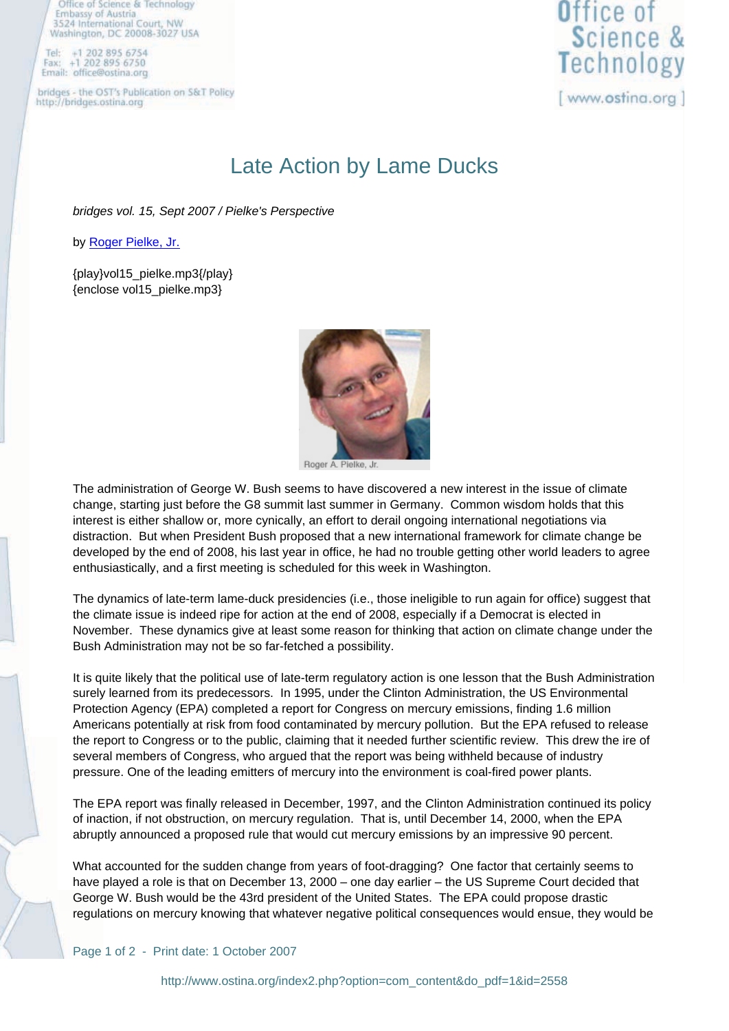# Late Action by Lame Ducks

*bridges vol. 15, Sept 2007 / Pielke's Perspective*

by Roger Pielke, Jr.

{play}vol15_pielke.mp3{/play}
{enclose vol15_pielke.mp3}

Roger A. Pielke, Jr.

The administration of George W. Bush seems to have discovered a new interest in the issue of climate change, starting just before the G8 summit last summer in Germany. Common wisdom holds that this interest is either shallow or, more cynically, an effort to derail ongoing international negotiations via distraction. But when President Bush proposed that a new international framework for climate change be developed by the end of 2008, his last year in office, he had no trouble getting other world leaders to agree enthusiastically, and a first meeting is scheduled for this week in Washington.

The dynamics of late-term lame-duck presidencies (i.e., those ineligible to run again for office) suggest that the climate issue is indeed ripe for action at the end of 2008, especially if a Democrat is elected in November. These dynamics give at least some reason for thinking that action on climate change under the Bush Administration may not be so far-fetched a possibility.

It is quite likely that the political use of late-term regulatory action is one lesson that the Bush Administration surely learned from its predecessors. In 1995, under the Clinton Administration, the US Environmental Protection Agency (EPA) completed a report for Congress on mercury emissions, finding 1.6 million Americans potentially at risk from food contaminated by mercury pollution. But the EPA refused to release the report to Congress or to the public, claiming that it needed further scientific review. This drew the ire of several members of Congress, who argued that the report was being withheld because of industry pressure. One of the leading emitters of mercury into the environment is coal-fired power plants.

The EPA report was finally released in December, 1997, and the Clinton Administration continued its policy of inaction, if not obstruction, on mercury regulation. That is, until December 14, 2000, when the EPA abruptly announced a proposed rule that would cut mercury emissions by an impressive 90 percent.

What accounted for the sudden change from years of foot-dragging? One factor that certainly seems to have played a role is that on December 13, 2000 – one day earlier – the US Supreme Court decided that George W. Bush would be the 43rd president of the United States. The EPA could propose drastic regulations on mercury knowing that whatever negative political consequences would ensue, they would be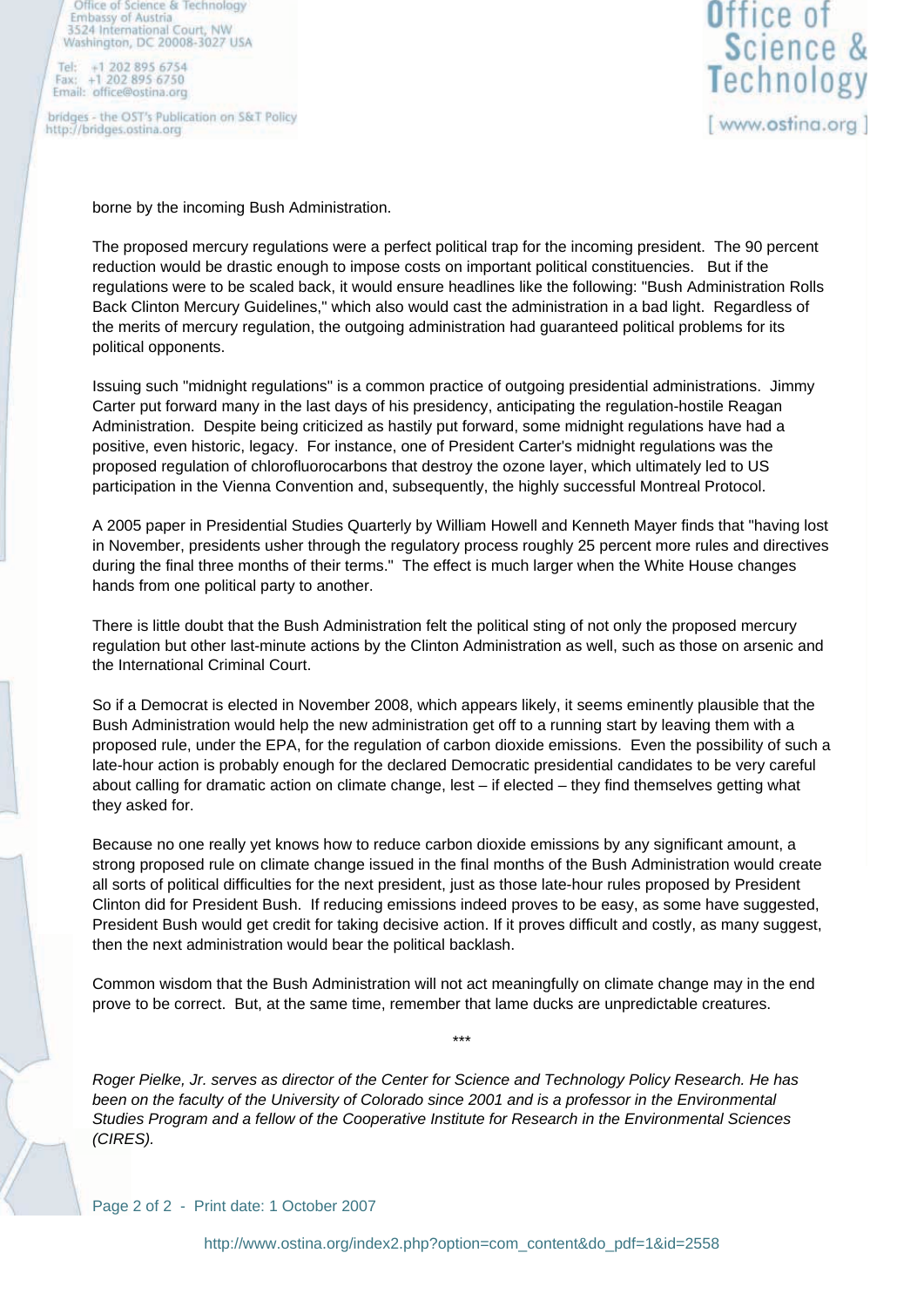borne by the incoming Bush Administration.

The proposed mercury regulations were a perfect political trap for the incoming president. The 90 percent reduction would be drastic enough to impose costs on important political constituencies. But if the regulations were to be scaled back, it would ensure headlines like the following: "Bush Administration Rolls Back Clinton Mercury Guidelines," which also would cast the administration in a bad light. Regardless of the merits of mercury regulation, the outgoing administration had guaranteed political problems for its political opponents.

Issuing such "midnight regulations" is a common practice of outgoing presidential administrations. Jimmy Carter put forward many in the last days of his presidency, anticipating the regulation-hostile Reagan Administration. Despite being criticized as hastily put forward, some midnight regulations have had a positive, even historic, legacy. For instance, one of President Carter's midnight regulations was the proposed regulation of chlorofluorocarbons that destroy the ozone layer, which ultimately led to US participation in the Vienna Convention and, subsequently, the highly successful Montreal Protocol.

A 2005 paper in Presidential Studies Quarterly by William Howell and Kenneth Mayer finds that "having lost in November, presidents usher through the regulatory process roughly 25 percent more rules and directives during the final three months of their terms." The effect is much larger when the White House changes hands from one political party to another.

There is little doubt that the Bush Administration felt the political sting of not only the proposed mercury regulation but other last-minute actions by the Clinton Administration as well, such as those on arsenic and the International Criminal Court.

So if a Democrat is elected in November 2008, which appears likely, it seems eminently plausible that the Bush Administration would help the new administration get off to a running start by leaving them with a proposed rule, under the EPA, for the regulation of carbon dioxide emissions. Even the possibility of such a late-hour action is probably enough for the declared Democratic presidential candidates to be very careful about calling for dramatic action on climate change, lest – if elected – they find themselves getting what they asked for.

Because no one really yet knows how to reduce carbon dioxide emissions by any significant amount, a strong proposed rule on climate change issued in the final months of the Bush Administration would create all sorts of political difficulties for the next president, just as those late-hour rules proposed by President Clinton did for President Bush. If reducing emissions indeed proves to be easy, as some have suggested, President Bush would get credit for taking decisive action. If it proves difficult and costly, as many suggest, then the next administration would bear the political backlash.

Common wisdom that the Bush Administration will not act meaningfully on climate change may in the end prove to be correct. But, at the same time, remember that lame ducks are unpredictable creatures.

***

*Roger Pielke, Jr. serves as director of the Center for Science and Technology Policy Research. He has been on the faculty of the University of Colorado since 2001 and is a professor in the Environmental Studies Program and a fellow of the Cooperative Institute for Research in the Environmental Sciences (CIRES).*